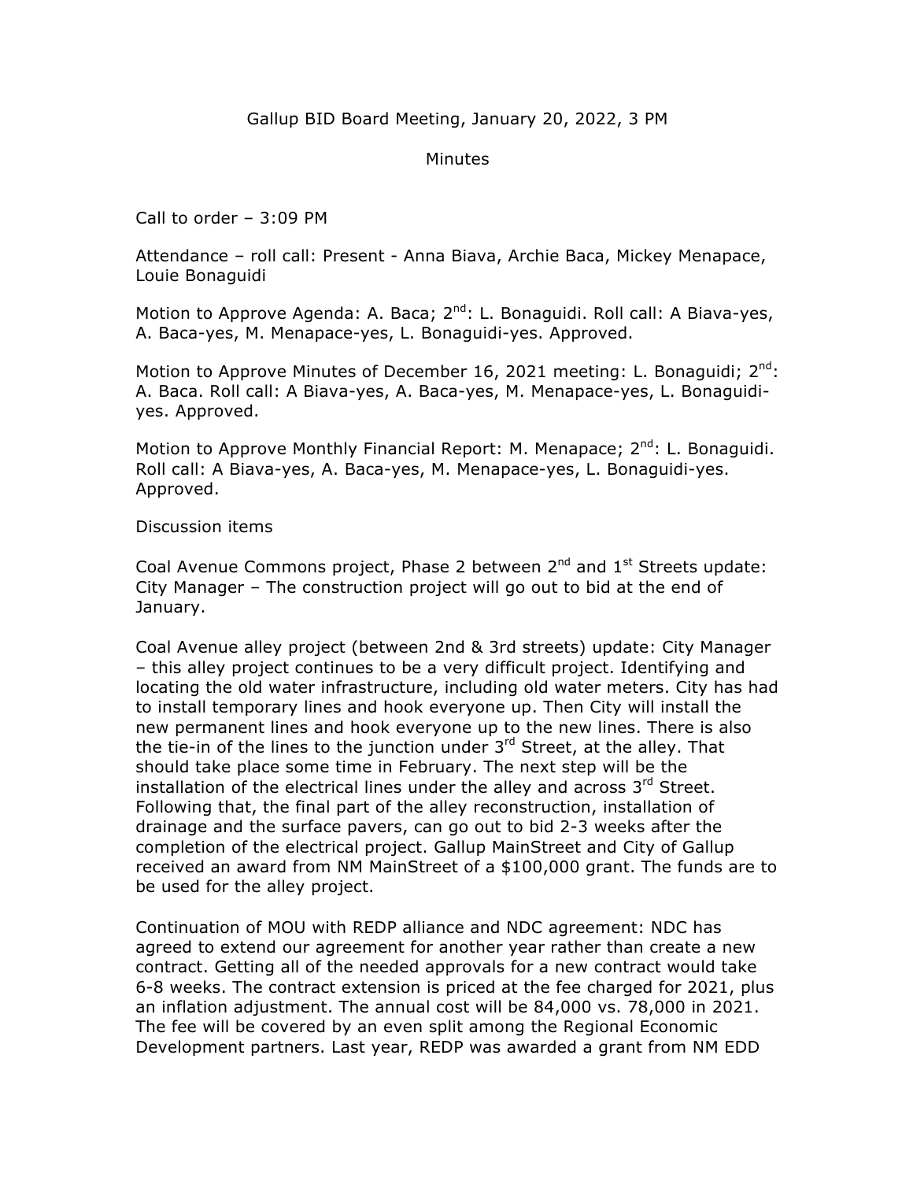Gallup BID Board Meeting, January 20, 2022, 3 PM

Minutes

Call to order – 3:09 PM

Attendance – roll call: Present - Anna Biava, Archie Baca, Mickey Menapace, Louie Bonaguidi

Motion to Approve Agenda: A. Baca; 2nd: L. Bonaguidi. Roll call: A Biava-yes, A. Baca-yes, M. Menapace-yes, L. Bonaguidi-yes. Approved.

Motion to Approve Minutes of December 16, 2021 meeting: L. Bonaguidi; 2nd: A. Baca. Roll call: A Biava-yes, A. Baca-yes, M. Menapace-yes, L. Bonaguidi-yes. Approved.

Motion to Approve Monthly Financial Report: M. Menapace; 2nd: L. Bonaguidi. Roll call: A Biava-yes, A. Baca-yes, M. Menapace-yes, L. Bonaguidi-yes. Approved.

Discussion items

Coal Avenue Commons project, Phase 2 between 2nd and 1st Streets update: City Manager – The construction project will go out to bid at the end of January.

Coal Avenue alley project (between 2nd & 3rd streets) update: City Manager – this alley project continues to be a very difficult project. Identifying and locating the old water infrastructure, including old water meters. City has had to install temporary lines and hook everyone up. Then City will install the new permanent lines and hook everyone up to the new lines. There is also the tie-in of the lines to the junction under 3rd Street, at the alley. That should take place some time in February. The next step will be the installation of the electrical lines under the alley and across 3rd Street. Following that, the final part of the alley reconstruction, installation of drainage and the surface pavers, can go out to bid 2-3 weeks after the completion of the electrical project. Gallup MainStreet and City of Gallup received an award from NM MainStreet of a $100,000 grant. The funds are to be used for the alley project.

Continuation of MOU with REDP alliance and NDC agreement: NDC has agreed to extend our agreement for another year rather than create a new contract. Getting all of the needed approvals for a new contract would take 6-8 weeks. The contract extension is priced at the fee charged for 2021, plus an inflation adjustment. The annual cost will be 84,000 vs. 78,000 in 2021. The fee will be covered by an even split among the Regional Economic Development partners. Last year, REDP was awarded a grant from NM EDD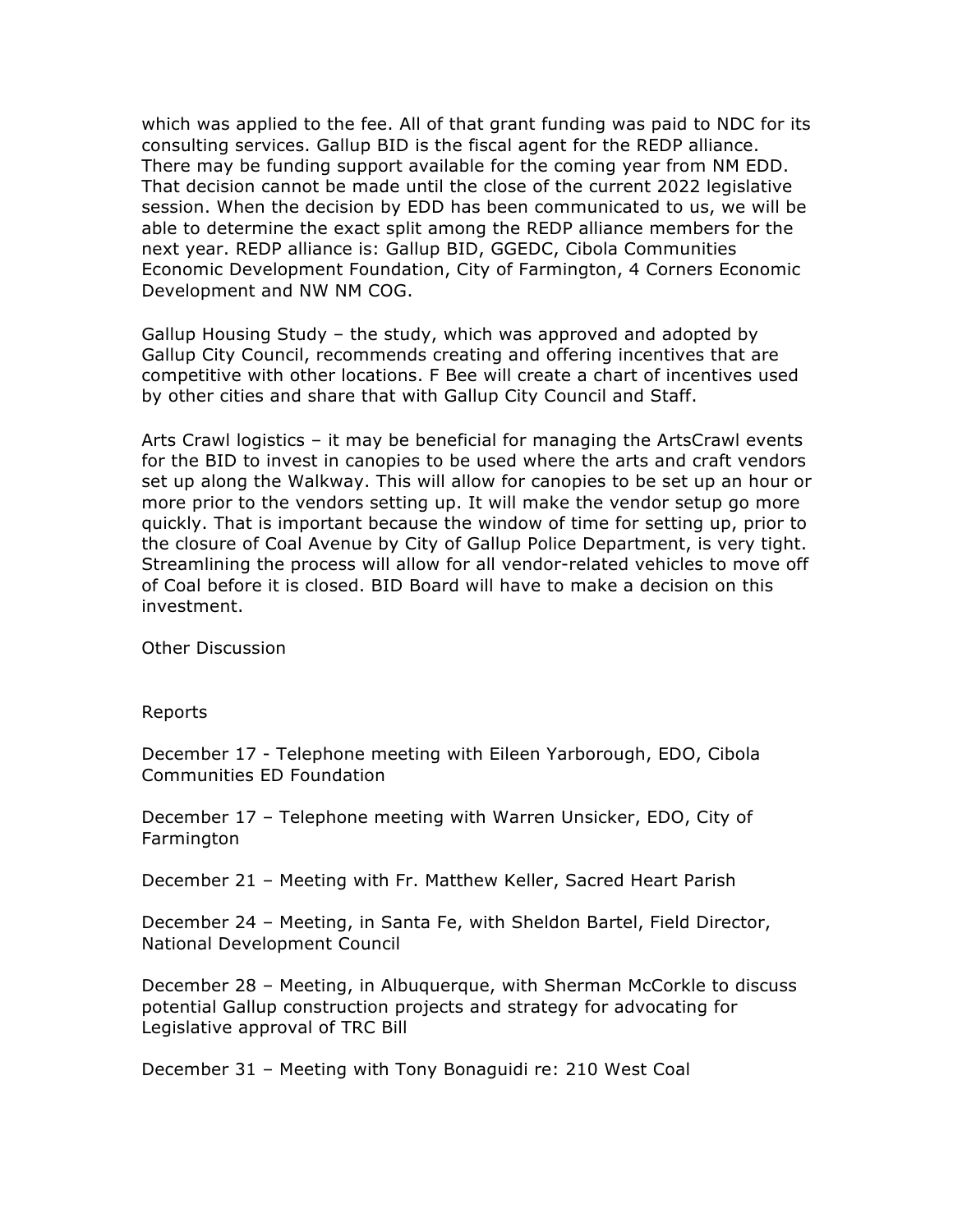which was applied to the fee. All of that grant funding was paid to NDC for its consulting services. Gallup BID is the fiscal agent for the REDP alliance. There may be funding support available for the coming year from NM EDD. That decision cannot be made until the close of the current 2022 legislative session. When the decision by EDD has been communicated to us, we will be able to determine the exact split among the REDP alliance members for the next year. REDP alliance is: Gallup BID, GGEDC, Cibola Communities Economic Development Foundation, City of Farmington, 4 Corners Economic Development and NW NM COG.

Gallup Housing Study – the study, which was approved and adopted by Gallup City Council, recommends creating and offering incentives that are competitive with other locations. F Bee will create a chart of incentives used by other cities and share that with Gallup City Council and Staff.

Arts Crawl logistics – it may be beneficial for managing the ArtsCrawl events for the BID to invest in canopies to be used where the arts and craft vendors set up along the Walkway. This will allow for canopies to be set up an hour or more prior to the vendors setting up. It will make the vendor setup go more quickly. That is important because the window of time for setting up, prior to the closure of Coal Avenue by City of Gallup Police Department, is very tight. Streamlining the process will allow for all vendor-related vehicles to move off of Coal before it is closed. BID Board will have to make a decision on this investment.

Other Discussion

Reports

December 17 - Telephone meeting with Eileen Yarborough, EDO, Cibola Communities ED Foundation

December 17 – Telephone meeting with Warren Unsicker, EDO, City of Farmington

December 21 – Meeting with Fr. Matthew Keller, Sacred Heart Parish

December 24 – Meeting, in Santa Fe, with Sheldon Bartel, Field Director, National Development Council

December 28 – Meeting, in Albuquerque, with Sherman McCorkle to discuss potential Gallup construction projects and strategy for advocating for Legislative approval of TRC Bill

December 31 – Meeting with Tony Bonaguidi re: 210 West Coal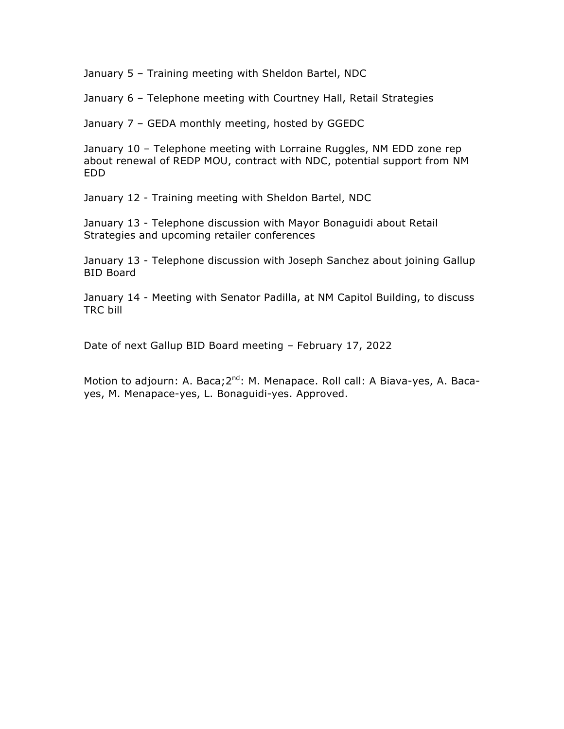January 5 – Training meeting with Sheldon Bartel, NDC

January 6 – Telephone meeting with Courtney Hall, Retail Strategies

January 7 – GEDA monthly meeting, hosted by GGEDC

January 10 – Telephone meeting with Lorraine Ruggles, NM EDD zone rep about renewal of REDP MOU, contract with NDC, potential support from NM EDD

January 12 - Training meeting with Sheldon Bartel, NDC

January 13 - Telephone discussion with Mayor Bonaguidi about Retail Strategies and upcoming retailer conferences

January 13 - Telephone discussion with Joseph Sanchez about joining Gallup BID Board

January 14 - Meeting with Senator Padilla, at NM Capitol Building, to discuss TRC bill

Date of next Gallup BID Board meeting – February 17, 2022

Motion to adjourn: A. Baca; 2nd: M. Menapace. Roll call: A Biava-yes, A. Baca-yes, M. Menapace-yes, L. Bonaguidi-yes. Approved.